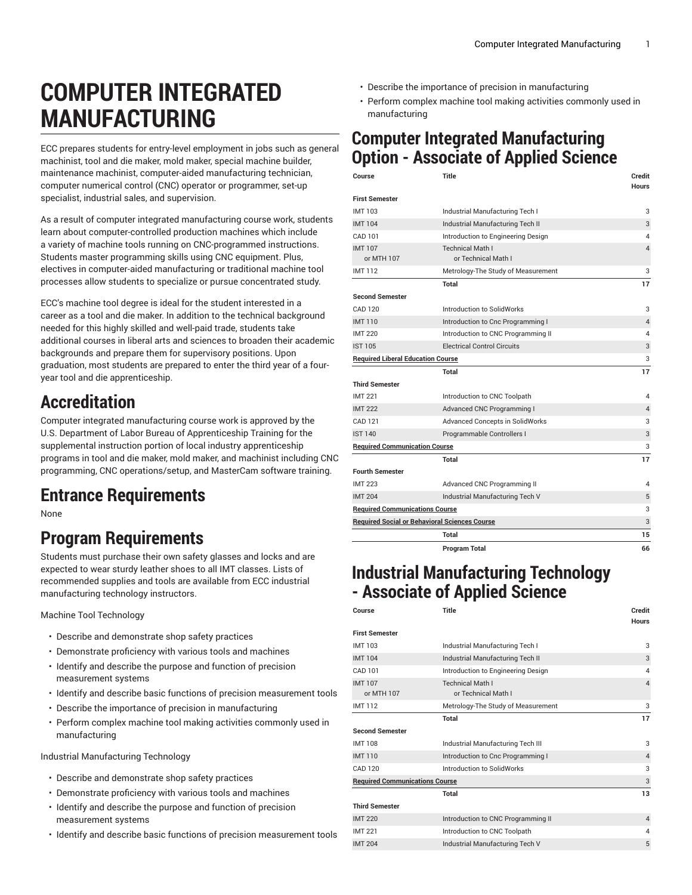# COMPUTER INTEGRATED MANUFACTURING

ECC prepares students for entry-level employment in jobs such as general machinist, tool and die maker, mold maker, special machine builder, maintenance machinist, computer-aided manufacturing technician, computer numerical control (CNC) operator or programmer, set-up specialist, industrial sales, and supervision.

As a result of computer integrated manufacturing course work, students learn about computer-controlled production machines which include a variety of machine tools running on CNC-programmed instructions. Students master programming skills using CNC equipment. Plus, electives in computer-aided manufacturing or traditional machine tool processes allow students to specialize or pursue concentrated study.

ECC's machine tool degree is ideal for the student interested in a career as a tool and die maker. In addition to the technical background needed for this highly skilled and well-paid trade, students take additional courses in liberal arts and sciences to broaden their academic backgrounds and prepare them for supervisory positions. Upon graduation, most students are prepared to enter the third year of a four-year tool and die apprenticeship.

## Accreditation

Computer integrated manufacturing course work is approved by the U.S. Department of Labor Bureau of Apprenticeship Training for the supplemental instruction portion of local industry apprenticeship programs in tool and die maker, mold maker, and machinist including CNC programming, CNC operations/setup, and MasterCam software training.

## Entrance Requirements

None

## Program Requirements

Students must purchase their own safety glasses and locks and are expected to wear sturdy leather shoes to all IMT classes. Lists of recommended supplies and tools are available from ECC industrial manufacturing technology instructors.

Machine Tool Technology

- Describe and demonstrate shop safety practices
- Demonstrate proficiency with various tools and machines
- Identify and describe the purpose and function of precision measurement systems
- Identify and describe basic functions of precision measurement tools
- Describe the importance of precision in manufacturing
- Perform complex machine tool making activities commonly used in manufacturing

Industrial Manufacturing Technology

- Describe and demonstrate shop safety practices
- Demonstrate proficiency with various tools and machines
- Identify and describe the purpose and function of precision measurement systems
- Identify and describe basic functions of precision measurement tools
- Describe the importance of precision in manufacturing
- Perform complex machine tool making activities commonly used in manufacturing

## Computer Integrated Manufacturing Option - Associate of Applied Science

| Course | Title | Credit Hours |
|---|---|---|
| **First Semester** | | |
| IMT 103 | Industrial Manufacturing Tech I | 3 |
| IMT 104 | Industrial Manufacturing Tech II | 3 |
| CAD 101 | Introduction to Engineering Design | 4 |
| IMT 107 or MTH 107 | Technical Math I or Technical Math I | 4 |
| IMT 112 | Metrology-The Study of Measurement | 3 |
| | **Total** | **17** |
| **Second Semester** | | |
| CAD 120 | Introduction to SolidWorks | 3 |
| IMT 110 | Introduction to Cnc Programming I | 4 |
| IMT 220 | Introduction to CNC Programming II | 4 |
| IST 105 | Electrical Control Circuits | 3 |
| Required Liberal Education Course | | 3 |
| | **Total** | **17** |
| **Third Semester** | | |
| IMT 221 | Introduction to CNC Toolpath | 4 |
| IMT 222 | Advanced CNC Programming I | 4 |
| CAD 121 | Advanced Concepts in SolidWorks | 3 |
| IST 140 | Programmable Controllers I | 3 |
| Required Communication Course | | 3 |
| | **Total** | **17** |
| **Fourth Semester** | | |
| IMT 223 | Advanced CNC Programming II | 4 |
| IMT 204 | Industrial Manufacturing Tech V | 5 |
| Required Communications Course | | 3 |
| Required Social or Behavioral Sciences Course | | 3 |
| | **Total** | **15** |
| | **Program Total** | **66** |

## Industrial Manufacturing Technology - Associate of Applied Science

| Course | Title | Credit Hours |
|---|---|---|
| **First Semester** | | |
| IMT 103 | Industrial Manufacturing Tech I | 3 |
| IMT 104 | Industrial Manufacturing Tech II | 3 |
| CAD 101 | Introduction to Engineering Design | 4 |
| IMT 107 or MTH 107 | Technical Math I or Technical Math I | 4 |
| IMT 112 | Metrology-The Study of Measurement | 3 |
| | **Total** | **17** |
| **Second Semester** | | |
| IMT 108 | Industrial Manufacturing Tech III | 3 |
| IMT 110 | Introduction to Cnc Programming I | 4 |
| CAD 120 | Introduction to SolidWorks | 3 |
| Required Communications Course | | 3 |
| | **Total** | **13** |
| **Third Semester** | | |
| IMT 220 | Introduction to CNC Programming II | 4 |
| IMT 221 | Introduction to CNC Toolpath | 4 |
| IMT 204 | Industrial Manufacturing Tech V | 5 |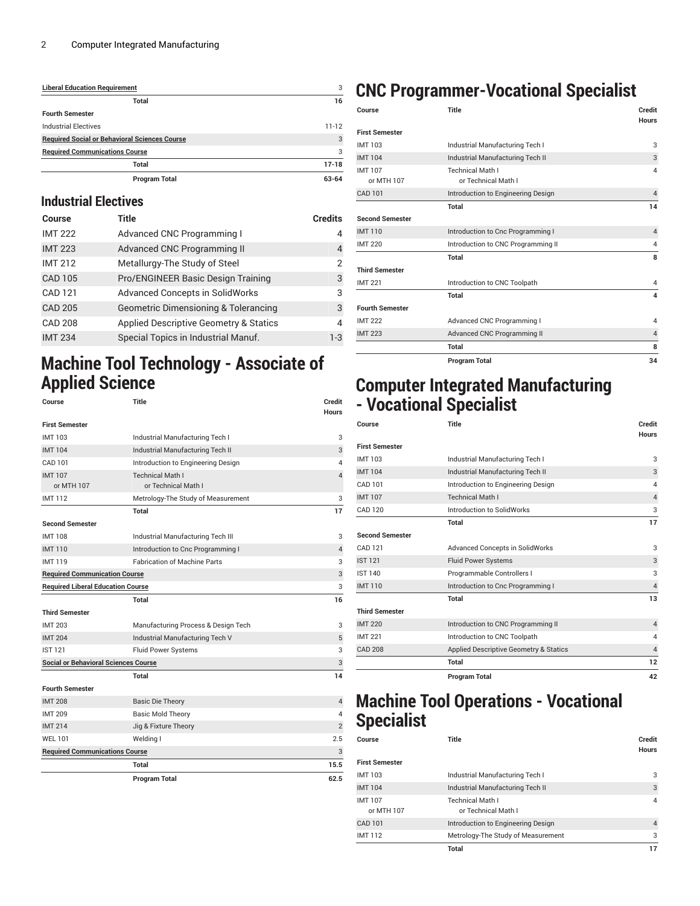| | | |
|---|---|---|
| **Liberal Education Requirement** | | 3 |
| | **Total** | **16** |
| **Fourth Semester** | | |
| Industrial Electives | | 11-12 |
| **Required Social or Behavioral Sciences Course** | | 3 |
| **Required Communications Course** | | 3 |
| | **Total** | **17-18** |
| | **Program Total** | **63-64** |

## Industrial Electives

| Course | Title | Credits |
|---|---|---|
| IMT 222 | Advanced CNC Programming I | 4 |
| IMT 223 | Advanced CNC Programming II | 4 |
| IMT 212 | Metallurgy-The Study of Steel | 2 |
| CAD 105 | Pro/ENGINEER Basic Design Training | 3 |
| CAD 121 | Advanced Concepts in SolidWorks | 3 |
| CAD 205 | Geometric Dimensioning & Tolerancing | 3 |
| CAD 208 | Applied Descriptive Geometry & Statics | 4 |
| IMT 234 | Special Topics in Industrial Manuf. | 1-3 |

# Machine Tool Technology - Associate of Applied Science

| Course | Title | Credit Hours |
|---|---|---|
| **First Semester** | | |
| IMT 103 | Industrial Manufacturing Tech I | 3 |
| IMT 104 | Industrial Manufacturing Tech II | 3 |
| CAD 101 | Introduction to Engineering Design | 4 |
| IMT 107 or MTH 107 | Technical Math I or Technical Math I | 4 |
| IMT 112 | Metrology-The Study of Measurement | 3 |
| | **Total** | **17** |
| **Second Semester** | | |
| IMT 108 | Industrial Manufacturing Tech III | 3 |
| IMT 110 | Introduction to Cnc Programming I | 4 |
| IMT 119 | Fabrication of Machine Parts | 3 |
| **Required Communication Course** | | 3 |
| **Required Liberal Education Course** | | 3 |
| | **Total** | **16** |
| **Third Semester** | | |
| IMT 203 | Manufacturing Process & Design Tech | 3 |
| IMT 204 | Industrial Manufacturing Tech V | 5 |
| IST 121 | Fluid Power Systems | 3 |
| **Social or Behavioral Sciences Course** | | 3 |
| | **Total** | **14** |
| **Fourth Semester** | | |
| IMT 208 | Basic Die Theory | 4 |
| IMT 209 | Basic Mold Theory | 4 |
| IMT 214 | Jig & Fixture Theory | 2 |
| WEL 101 | Welding I | 2.5 |
| **Required Communications Course** | | 3 |
| | **Total** | **15.5** |
| | **Program Total** | **62.5** |

# CNC Programmer-Vocational Specialist

| Course | Title | Credit Hours |
|---|---|---|
| **First Semester** | | |
| IMT 103 | Industrial Manufacturing Tech I | 3 |
| IMT 104 | Industrial Manufacturing Tech II | 3 |
| IMT 107 or MTH 107 | Technical Math I or Technical Math I | 4 |
| CAD 101 | Introduction to Engineering Design | 4 |
| | **Total** | **14** |
| **Second Semester** | | |
| IMT 110 | Introduction to Cnc Programming I | 4 |
| IMT 220 | Introduction to CNC Programming II | 4 |
| | **Total** | **8** |
| **Third Semester** | | |
| IMT 221 | Introduction to CNC Toolpath | 4 |
| | **Total** | **4** |
| **Fourth Semester** | | |
| IMT 222 | Advanced CNC Programming I | 4 |
| IMT 223 | Advanced CNC Programming II | 4 |
| | **Total** | **8** |
| | **Program Total** | **34** |

# Computer Integrated Manufacturing - Vocational Specialist

| Course | Title | Credit Hours |
|---|---|---|
| **First Semester** | | |
| IMT 103 | Industrial Manufacturing Tech I | 3 |
| IMT 104 | Industrial Manufacturing Tech II | 3 |
| CAD 101 | Introduction to Engineering Design | 4 |
| IMT 107 | Technical Math I | 4 |
| CAD 120 | Introduction to SolidWorks | 3 |
| | **Total** | **17** |
| **Second Semester** | | |
| CAD 121 | Advanced Concepts in SolidWorks | 3 |
| IST 121 | Fluid Power Systems | 3 |
| IST 140 | Programmable Controllers I | 3 |
| IMT 110 | Introduction to Cnc Programming I | 4 |
| | **Total** | **13** |
| **Third Semester** | | |
| IMT 220 | Introduction to CNC Programming II | 4 |
| IMT 221 | Introduction to CNC Toolpath | 4 |
| CAD 208 | Applied Descriptive Geometry & Statics | 4 |
| | **Total** | **12** |
| | **Program Total** | **42** |

# Machine Tool Operations - Vocational Specialist

| Course | Title | Credit Hours |
|---|---|---|
| **First Semester** | | |
| IMT 103 | Industrial Manufacturing Tech I | 3 |
| IMT 104 | Industrial Manufacturing Tech II | 3 |
| IMT 107 or MTH 107 | Technical Math I or Technical Math I | 4 |
| CAD 101 | Introduction to Engineering Design | 4 |
| IMT 112 | Metrology-The Study of Measurement | 3 |
| | **Total** | **17** |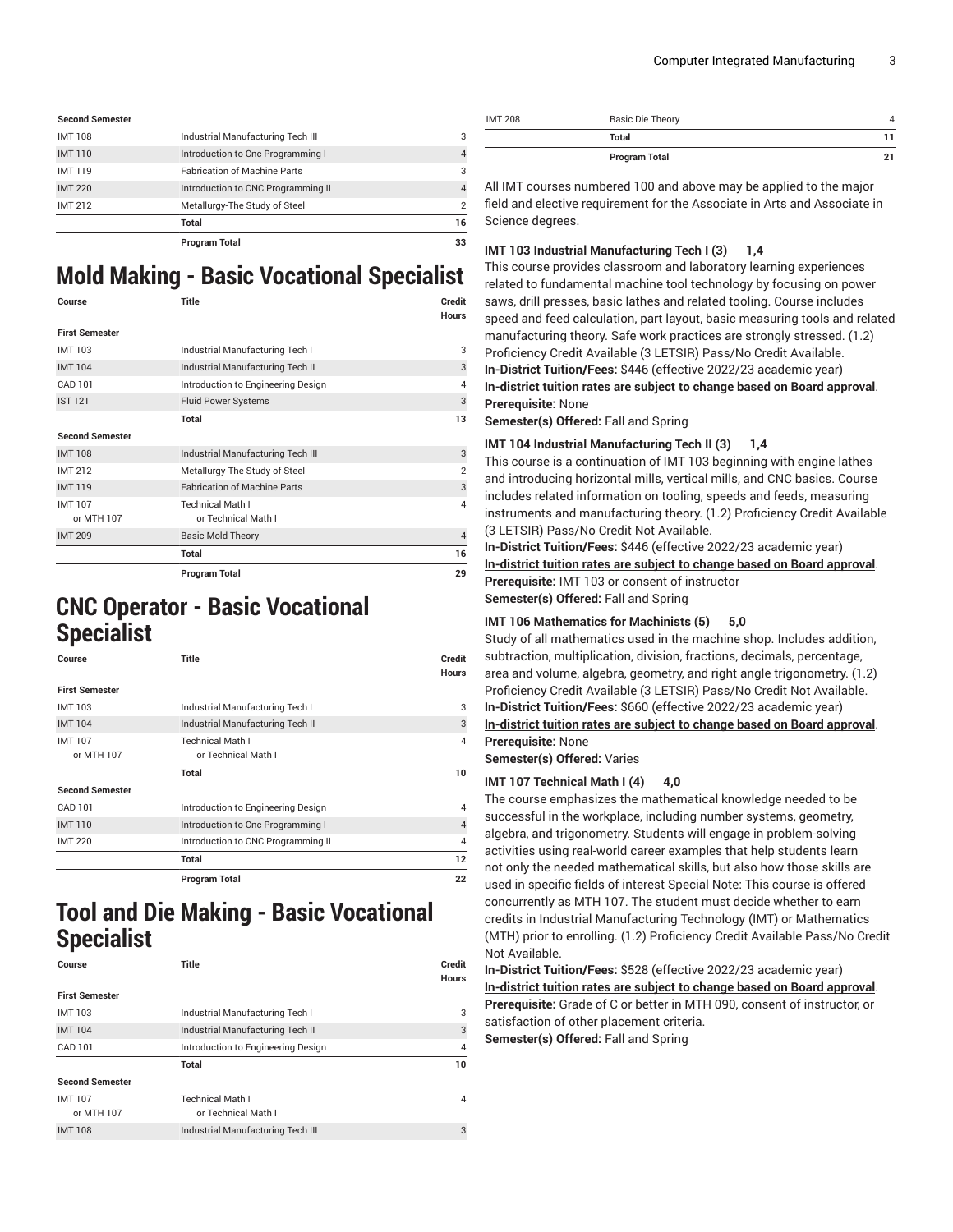| Course | Title | Credit Hours |
|---|---|---|
| **Second Semester** | | |
| IMT 108 | Industrial Manufacturing Tech III | 3 |
| IMT 110 | Introduction to Cnc Programming I | 4 |
| IMT 119 | Fabrication of Machine Parts | 3 |
| IMT 220 | Introduction to CNC Programming II | 4 |
| IMT 212 | Metallurgy-The Study of Steel | 2 |
| | **Total** | **16** |
| | **Program Total** | **33** |

# Mold Making - Basic Vocational Specialist

| Course | Title | Credit Hours |
|---|---|---|
| **First Semester** | | |
| IMT 103 | Industrial Manufacturing Tech I | 3 |
| IMT 104 | Industrial Manufacturing Tech II | 3 |
| CAD 101 | Introduction to Engineering Design | 4 |
| IST 121 | Fluid Power Systems | 3 |
| | **Total** | **13** |
| **Second Semester** | | |
| IMT 108 | Industrial Manufacturing Tech III | 3 |
| IMT 212 | Metallurgy-The Study of Steel | 2 |
| IMT 119 | Fabrication of Machine Parts | 3 |
| IMT 107<br>or MTH 107 | Technical Math I<br>or Technical Math I | 4 |
| IMT 209 | Basic Mold Theory | 4 |
| | **Total** | **16** |
| | **Program Total** | **29** |

# CNC Operator - Basic Vocational Specialist

| Course | Title | Credit Hours |
|---|---|---|
| **First Semester** | | |
| IMT 103 | Industrial Manufacturing Tech I | 3 |
| IMT 104 | Industrial Manufacturing Tech II | 3 |
| IMT 107<br>or MTH 107 | Technical Math I<br>or Technical Math I | 4 |
| | **Total** | **10** |
| **Second Semester** | | |
| CAD 101 | Introduction to Engineering Design | 4 |
| IMT 110 | Introduction to Cnc Programming I | 4 |
| IMT 220 | Introduction to CNC Programming II | 4 |
| | **Total** | **12** |
| | **Program Total** | **22** |

# Tool and Die Making - Basic Vocational Specialist

| Course | Title | Credit Hours |
|---|---|---|
| **First Semester** | | |
| IMT 103 | Industrial Manufacturing Tech I | 3 |
| IMT 104 | Industrial Manufacturing Tech II | 3 |
| CAD 101 | Introduction to Engineering Design | 4 |
| | **Total** | **10** |
| **Second Semester** | | |
| IMT 107<br>or MTH 107 | Technical Math I<br>or Technical Math I | 4 |
| IMT 108 | Industrial Manufacturing Tech III | 3 |
| IMT 208 | Basic Die Theory | 4 |
| | **Total** | **11** |
| | **Program Total** | **21** |

All IMT courses numbered 100 and above may be applied to the major field and elective requirement for the Associate in Arts and Associate in Science degrees.

**IMT 103 Industrial Manufacturing Tech I (3) 1,4**
This course provides classroom and laboratory learning experiences related to fundamental machine tool technology by focusing on power saws, drill presses, basic lathes and related tooling. Course includes speed and feed calculation, part layout, basic measuring tools and related manufacturing theory. Safe work practices are strongly stressed. (1.2) Proficiency Credit Available (3 LETSIR) Pass/No Credit Available.
**In-District Tuition/Fees:** $446 (effective 2022/23 academic year)
**In-district tuition rates are subject to change based on Board approval**.
**Prerequisite:** None
**Semester(s) Offered:** Fall and Spring

**IMT 104 Industrial Manufacturing Tech II (3) 1,4**
This course is a continuation of IMT 103 beginning with engine lathes and introducing horizontal mills, vertical mills, and CNC basics. Course includes related information on tooling, speeds and feeds, measuring instruments and manufacturing theory. (1.2) Proficiency Credit Available (3 LETSIR) Pass/No Credit Not Available.
**In-District Tuition/Fees:** $446 (effective 2022/23 academic year)
**In-district tuition rates are subject to change based on Board approval**.
**Prerequisite:** IMT 103 or consent of instructor
**Semester(s) Offered:** Fall and Spring

**IMT 106 Mathematics for Machinists (5) 5,0**
Study of all mathematics used in the machine shop. Includes addition, subtraction, multiplication, division, fractions, decimals, percentage, area and volume, algebra, geometry, and right angle trigonometry. (1.2) Proficiency Credit Available (3 LETSIR) Pass/No Credit Not Available.
**In-District Tuition/Fees:** $660 (effective 2022/23 academic year)
**In-district tuition rates are subject to change based on Board approval**.
**Prerequisite:** None
**Semester(s) Offered:** Varies

**IMT 107 Technical Math I (4) 4,0**
The course emphasizes the mathematical knowledge needed to be successful in the workplace, including number systems, geometry, algebra, and trigonometry. Students will engage in problem-solving activities using real-world career examples that help students learn not only the needed mathematical skills, but also how those skills are used in specific fields of interest Special Note: This course is offered concurrently as MTH 107. The student must decide whether to earn credits in Industrial Manufacturing Technology (IMT) or Mathematics (MTH) prior to enrolling. (1.2) Proficiency Credit Available Pass/No Credit Not Available.
**In-District Tuition/Fees:** $528 (effective 2022/23 academic year)
**In-district tuition rates are subject to change based on Board approval**.
**Prerequisite:** Grade of C or better in MTH 090, consent of instructor, or satisfaction of other placement criteria.
**Semester(s) Offered:** Fall and Spring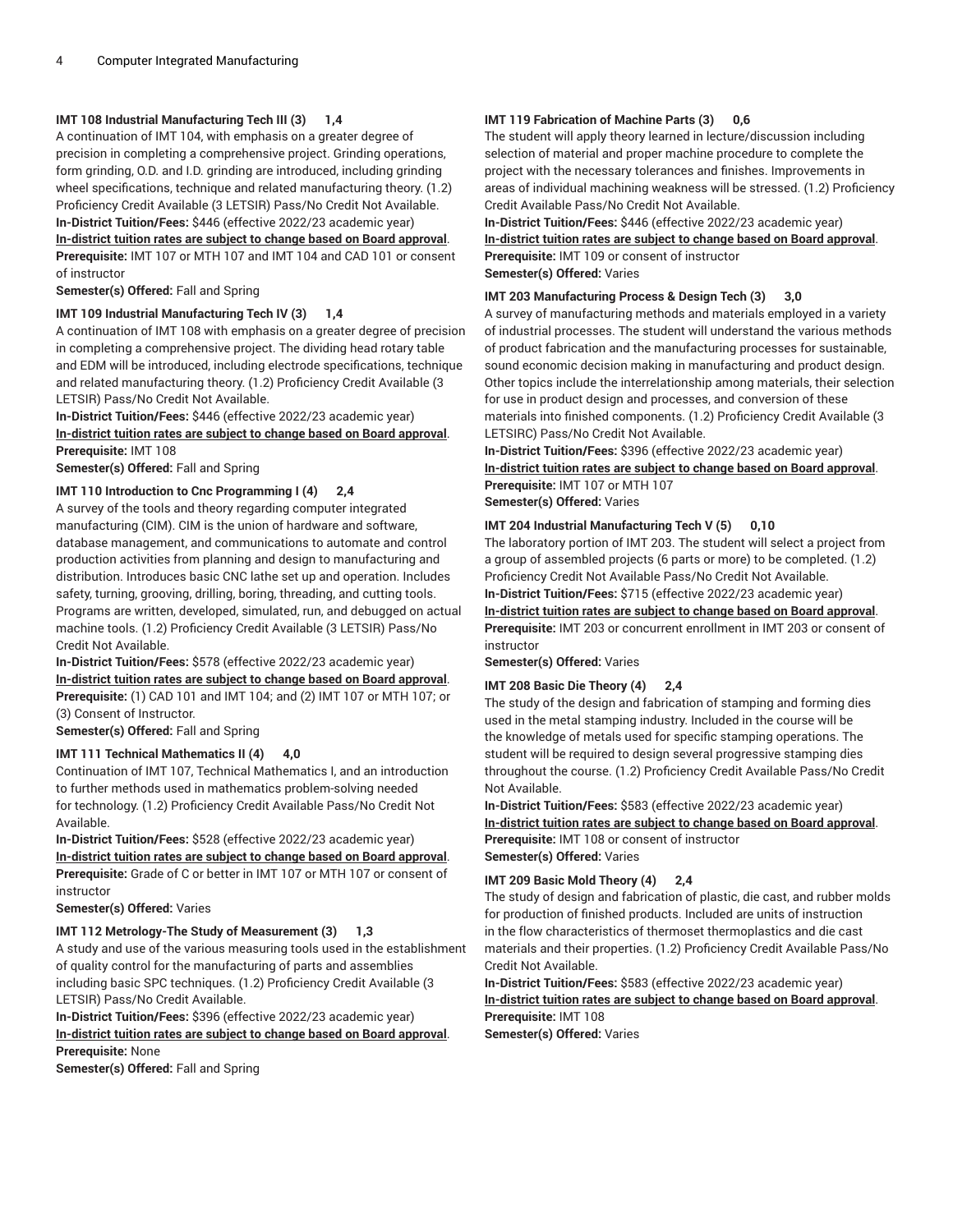**IMT 108 Industrial Manufacturing Tech III (3) 1,4**

A continuation of IMT 104, with emphasis on a greater degree of precision in completing a comprehensive project. Grinding operations, form grinding, O.D. and I.D. grinding are introduced, including grinding wheel specifications, technique and related manufacturing theory. (1.2) Proficiency Credit Available (3 LETSIR) Pass/No Credit Not Available.

**In-District Tuition/Fees:** $446 (effective 2022/23 academic year)

**In-district tuition rates are subject to change based on Board approval**.

**Prerequisite:** IMT 107 or MTH 107 and IMT 104 and CAD 101 or consent of instructor

**Semester(s) Offered:** Fall and Spring

**IMT 109 Industrial Manufacturing Tech IV (3) 1,4**

A continuation of IMT 108 with emphasis on a greater degree of precision in completing a comprehensive project. The dividing head rotary table and EDM will be introduced, including electrode specifications, technique and related manufacturing theory. (1.2) Proficiency Credit Available (3 LETSIR) Pass/No Credit Not Available.

**In-District Tuition/Fees:** $446 (effective 2022/23 academic year)

**In-district tuition rates are subject to change based on Board approval**.

**Prerequisite:** IMT 108

**Semester(s) Offered:** Fall and Spring

**IMT 110 Introduction to Cnc Programming I (4) 2,4**

A survey of the tools and theory regarding computer integrated manufacturing (CIM). CIM is the union of hardware and software, database management, and communications to automate and control production activities from planning and design to manufacturing and distribution. Introduces basic CNC lathe set up and operation. Includes safety, turning, grooving, drilling, boring, threading, and cutting tools. Programs are written, developed, simulated, run, and debugged on actual machine tools. (1.2) Proficiency Credit Available (3 LETSIR) Pass/No Credit Not Available.

**In-District Tuition/Fees:** $578 (effective 2022/23 academic year)

**In-district tuition rates are subject to change based on Board approval**.

**Prerequisite:** (1) CAD 101 and IMT 104; and (2) IMT 107 or MTH 107; or (3) Consent of Instructor.

**Semester(s) Offered:** Fall and Spring

**IMT 111 Technical Mathematics II (4) 4,0**

Continuation of IMT 107, Technical Mathematics I, and an introduction to further methods used in mathematics problem-solving needed for technology. (1.2) Proficiency Credit Available Pass/No Credit Not Available.

**In-District Tuition/Fees:** $528 (effective 2022/23 academic year)

**In-district tuition rates are subject to change based on Board approval**.

**Prerequisite:** Grade of C or better in IMT 107 or MTH 107 or consent of instructor

**Semester(s) Offered:** Varies

**IMT 112 Metrology-The Study of Measurement (3) 1,3**

A study and use of the various measuring tools used in the establishment of quality control for the manufacturing of parts and assemblies including basic SPC techniques. (1.2) Proficiency Credit Available (3 LETSIR) Pass/No Credit Available.

**In-District Tuition/Fees:** $396 (effective 2022/23 academic year)

**In-district tuition rates are subject to change based on Board approval**.

**Prerequisite:** None

**Semester(s) Offered:** Fall and Spring

**IMT 119 Fabrication of Machine Parts (3) 0,6**

The student will apply theory learned in lecture/discussion including selection of material and proper machine procedure to complete the project with the necessary tolerances and finishes. Improvements in areas of individual machining weakness will be stressed. (1.2) Proficiency Credit Available Pass/No Credit Not Available.

**In-District Tuition/Fees:** $446 (effective 2022/23 academic year)

**In-district tuition rates are subject to change based on Board approval**.

**Prerequisite:** IMT 109 or consent of instructor

**Semester(s) Offered:** Varies

**IMT 203 Manufacturing Process & Design Tech (3) 3,0**

A survey of manufacturing methods and materials employed in a variety of industrial processes. The student will understand the various methods of product fabrication and the manufacturing processes for sustainable, sound economic decision making in manufacturing and product design. Other topics include the interrelationship among materials, their selection for use in product design and processes, and conversion of these materials into finished components. (1.2) Proficiency Credit Available (3 LETSIRC) Pass/No Credit Not Available.

**In-District Tuition/Fees:** $396 (effective 2022/23 academic year)

**In-district tuition rates are subject to change based on Board approval**.

**Prerequisite:** IMT 107 or MTH 107

**Semester(s) Offered:** Varies

**IMT 204 Industrial Manufacturing Tech V (5) 0,10**

The laboratory portion of IMT 203. The student will select a project from a group of assembled projects (6 parts or more) to be completed. (1.2) Proficiency Credit Not Available Pass/No Credit Not Available.

**In-District Tuition/Fees:** $715 (effective 2022/23 academic year)

**In-district tuition rates are subject to change based on Board approval**.

**Prerequisite:** IMT 203 or concurrent enrollment in IMT 203 or consent of instructor

**Semester(s) Offered:** Varies

**IMT 208 Basic Die Theory (4) 2,4**

The study of the design and fabrication of stamping and forming dies used in the metal stamping industry. Included in the course will be the knowledge of metals used for specific stamping operations. The student will be required to design several progressive stamping dies throughout the course. (1.2) Proficiency Credit Available Pass/No Credit Not Available.

**In-District Tuition/Fees:** $583 (effective 2022/23 academic year)

**In-district tuition rates are subject to change based on Board approval**.

**Prerequisite:** IMT 108 or consent of instructor

**Semester(s) Offered:** Varies

**IMT 209 Basic Mold Theory (4) 2,4**

The study of design and fabrication of plastic, die cast, and rubber molds for production of finished products. Included are units of instruction in the flow characteristics of thermoset thermoplastics and die cast materials and their properties. (1.2) Proficiency Credit Available Pass/No Credit Not Available.

**In-District Tuition/Fees:** $583 (effective 2022/23 academic year)

**In-district tuition rates are subject to change based on Board approval**.

**Prerequisite:** IMT 108

**Semester(s) Offered:** Varies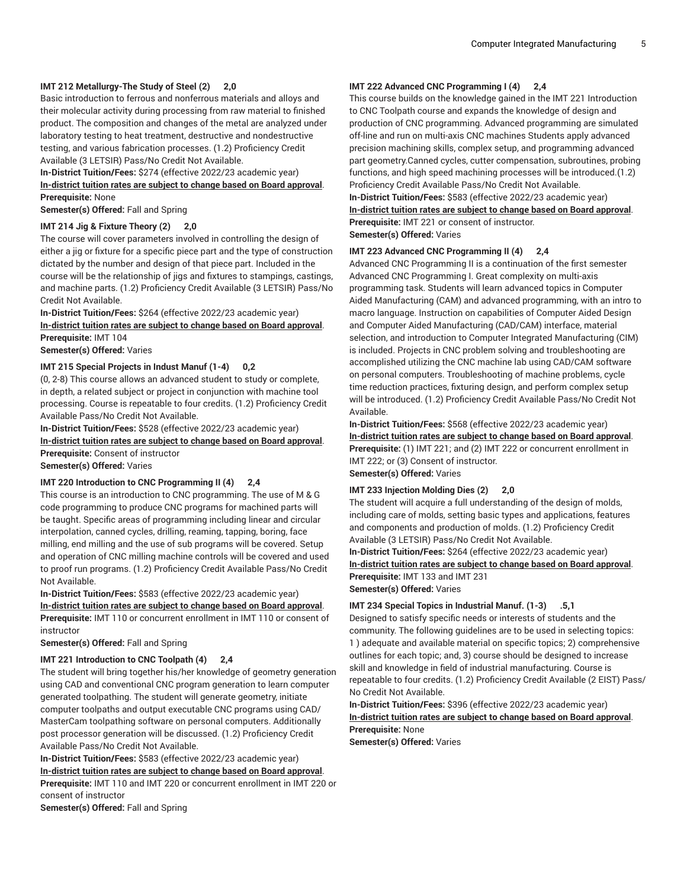**IMT 212 Metallurgy-The Study of Steel (2) 2,0**

Basic introduction to ferrous and nonferrous materials and alloys and their molecular activity during processing from raw material to finished product. The composition and changes of the metal are analyzed under laboratory testing to heat treatment, destructive and nondestructive testing, and various fabrication processes. (1.2) Proficiency Credit Available (3 LETSIR) Pass/No Credit Not Available.

**In-District Tuition/Fees:** $274 (effective 2022/23 academic year)
**In-district tuition rates are subject to change based on Board approval**.
**Prerequisite:** None
**Semester(s) Offered:** Fall and Spring

**IMT 214 Jig & Fixture Theory (2) 2,0**

The course will cover parameters involved in controlling the design of either a jig or fixture for a specific piece part and the type of construction dictated by the number and design of that piece part. Included in the course will be the relationship of jigs and fixtures to stampings, castings, and machine parts. (1.2) Proficiency Credit Available (3 LETSIR) Pass/No Credit Not Available.

**In-District Tuition/Fees:** $264 (effective 2022/23 academic year)
**In-district tuition rates are subject to change based on Board approval**.
**Prerequisite:** IMT 104
**Semester(s) Offered:** Varies

**IMT 215 Special Projects in Indust Manuf (1-4) 0,2**

(0, 2-8) This course allows an advanced student to study or complete, in depth, a related subject or project in conjunction with machine tool processing. Course is repeatable to four credits. (1.2) Proficiency Credit Available Pass/No Credit Not Available.

**In-District Tuition/Fees:** $528 (effective 2022/23 academic year)
**In-district tuition rates are subject to change based on Board approval**.
**Prerequisite:** Consent of instructor
**Semester(s) Offered:** Varies

**IMT 220 Introduction to CNC Programming II (4) 2,4**

This course is an introduction to CNC programming. The use of M & G code programming to produce CNC programs for machined parts will be taught. Specific areas of programming including linear and circular interpolation, canned cycles, drilling, reaming, tapping, boring, face milling, end milling and the use of sub programs will be covered. Setup and operation of CNC milling machine controls will be covered and used to proof run programs. (1.2) Proficiency Credit Available Pass/No Credit Not Available.

**In-District Tuition/Fees:** $583 (effective 2022/23 academic year)
**In-district tuition rates are subject to change based on Board approval**.
**Prerequisite:** IMT 110 or concurrent enrollment in IMT 110 or consent of instructor
**Semester(s) Offered:** Fall and Spring

**IMT 221 Introduction to CNC Toolpath (4) 2,4**

The student will bring together his/her knowledge of geometry generation using CAD and conventional CNC program generation to learn computer generated toolpathing. The student will generate geometry, initiate computer toolpaths and output executable CNC programs using CAD/MasterCam toolpathing software on personal computers. Additionally post processor generation will be discussed. (1.2) Proficiency Credit Available Pass/No Credit Not Available.

**In-District Tuition/Fees:** $583 (effective 2022/23 academic year)
**In-district tuition rates are subject to change based on Board approval**.
**Prerequisite:** IMT 110 and IMT 220 or concurrent enrollment in IMT 220 or consent of instructor
**Semester(s) Offered:** Fall and Spring

**IMT 222 Advanced CNC Programming I (4) 2,4**

This course builds on the knowledge gained in the IMT 221 Introduction to CNC Toolpath course and expands the knowledge of design and production of CNC programming. Advanced programming are simulated off-line and run on multi-axis CNC machines Students apply advanced precision machining skills, complex setup, and programming advanced part geometry.Canned cycles, cutter compensation, subroutines, probing functions, and high speed machining processes will be introduced.(1.2) Proficiency Credit Available Pass/No Credit Not Available.

**In-District Tuition/Fees:** $583 (effective 2022/23 academic year)
**In-district tuition rates are subject to change based on Board approval**.
**Prerequisite:** IMT 221 or consent of instructor.
**Semester(s) Offered:** Varies

**IMT 223 Advanced CNC Programming II (4) 2,4**

Advanced CNC Programming II is a continuation of the first semester Advanced CNC Programming I. Great complexity on multi-axis programming task. Students will learn advanced topics in Computer Aided Manufacturing (CAM) and advanced programming, with an intro to macro language. Instruction on capabilities of Computer Aided Design and Computer Aided Manufacturing (CAD/CAM) interface, material selection, and introduction to Computer Integrated Manufacturing (CIM) is included. Projects in CNC problem solving and troubleshooting are accomplished utilizing the CNC machine lab using CAD/CAM software on personal computers. Troubleshooting of machine problems, cycle time reduction practices, fixturing design, and perform complex setup will be introduced. (1.2) Proficiency Credit Available Pass/No Credit Not Available.

**In-District Tuition/Fees:** $568 (effective 2022/23 academic year)
**In-district tuition rates are subject to change based on Board approval**.
**Prerequisite:** (1) IMT 221; and (2) IMT 222 or concurrent enrollment in IMT 222; or (3) Consent of instructor.
**Semester(s) Offered:** Varies

**IMT 233 Injection Molding Dies (2) 2,0**

The student will acquire a full understanding of the design of molds, including care of molds, setting basic types and applications, features and components and production of molds. (1.2) Proficiency Credit Available (3 LETSIR) Pass/No Credit Not Available.

**In-District Tuition/Fees:** $264 (effective 2022/23 academic year)
**In-district tuition rates are subject to change based on Board approval**.
**Prerequisite:** IMT 133 and IMT 231
**Semester(s) Offered:** Varies

**IMT 234 Special Topics in Industrial Manuf. (1-3) .5,1**

Designed to satisfy specific needs or interests of students and the community. The following guidelines are to be used in selecting topics: 1 ) adequate and available material on specific topics; 2) comprehensive outlines for each topic; and, 3) course should be designed to increase skill and knowledge in field of industrial manufacturing. Course is repeatable to four credits. (1.2) Proficiency Credit Available (2 EIST) Pass/No Credit Not Available.

**In-District Tuition/Fees:** $396 (effective 2022/23 academic year)
**In-district tuition rates are subject to change based on Board approval**.
**Prerequisite:** None
**Semester(s) Offered:** Varies